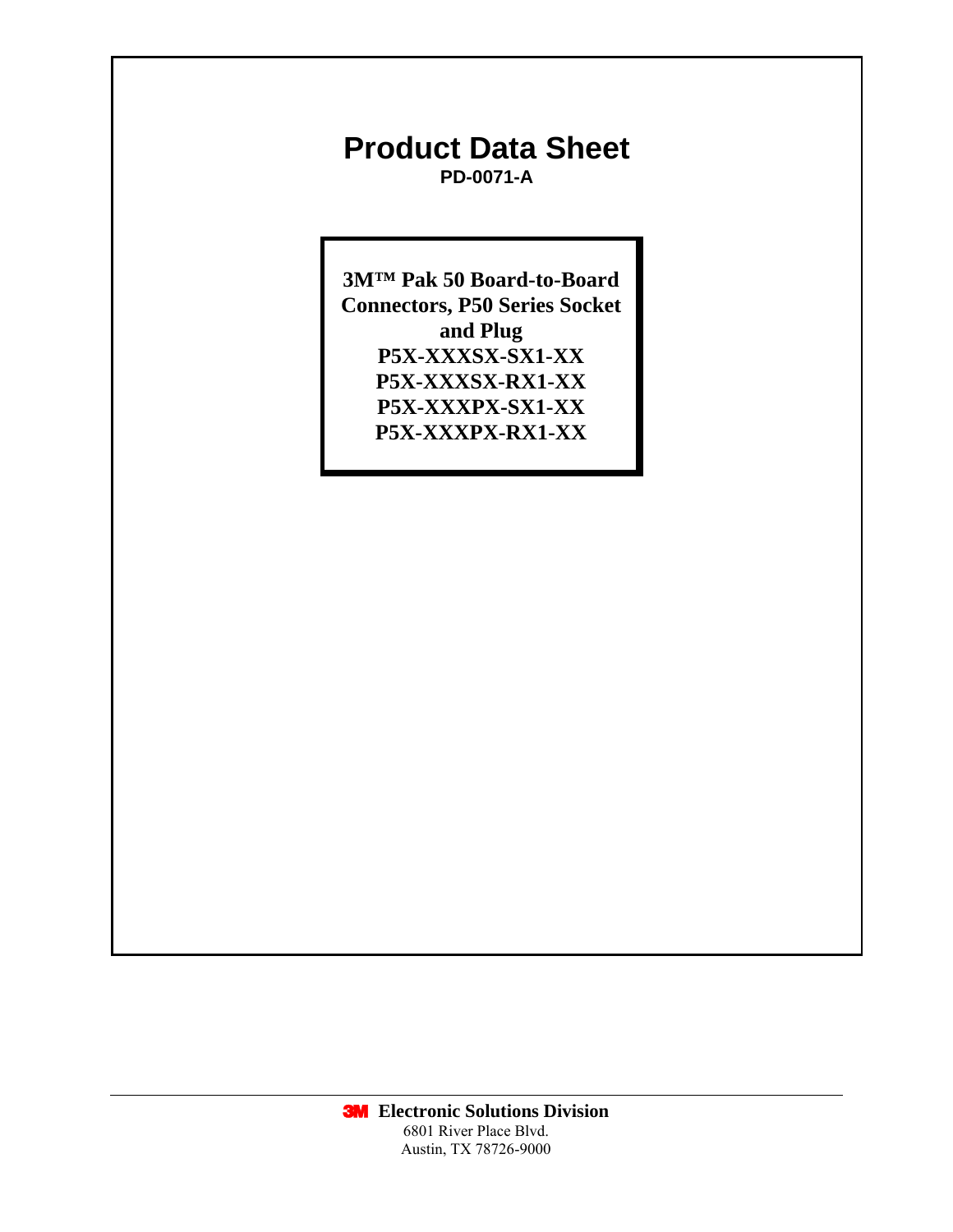# Product Data Sheet

**PD-0071-A**

**3M™ Pak 50 Board-to-Board Connectors, P50 Series Socket and Plug**
**P5X-XXXSX-SX1-XX**
**P5X-XXXSX-RX1-XX**
**P5X-XXXPX-SX1-XX**
**P5X-XXXPX-RX1-XX**

**3M Electronic Solutions Division**
6801 River Place Blvd.
Austin, TX 78726-9000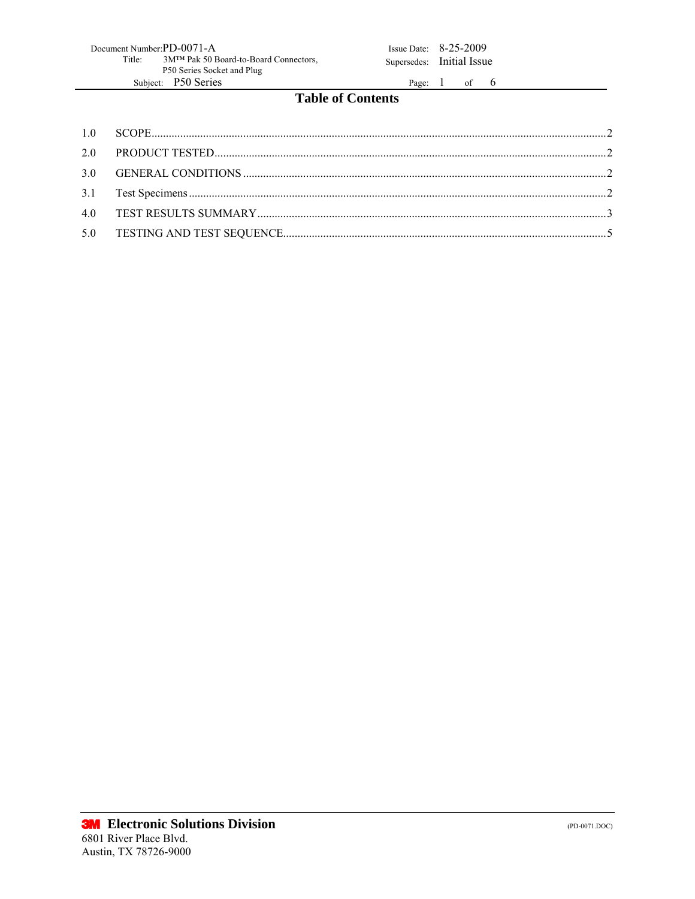## Table of Contents

| | | |
|---|---|---|
| 1.0 | SCOPE | 2 |
| 2.0 | PRODUCT TESTED | 2 |
| 3.0 | GENERAL CONDITIONS | 2 |
| 3.1 | Test Specimens | 2 |
| 4.0 | TEST RESULTS SUMMARY | 3 |
| 5.0 | TESTING AND TEST SEQUENCE | 5 |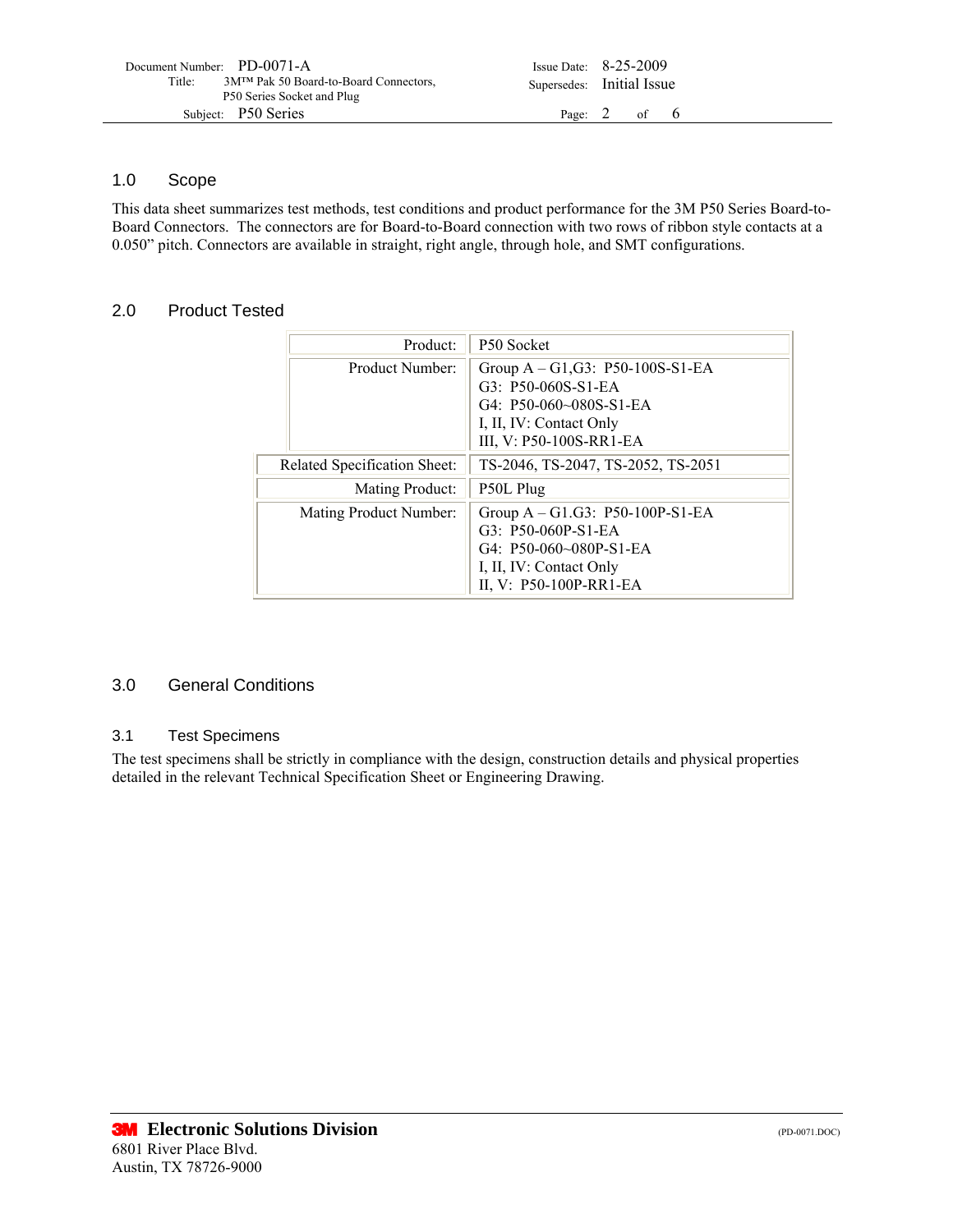## 1.0 Scope

This data sheet summarizes test methods, test conditions and product performance for the 3M P50 Series Board-to-Board Connectors. The connectors are for Board-to-Board connection with two rows of ribbon style contacts at a 0.050" pitch. Connectors are available in straight, right angle, through hole, and SMT configurations.

## 2.0 Product Tested

| | |
|---|---|
| Product: | P50 Socket |
| Product Number: | Group A – G1,G3: P50-100S-S1-EA<br>G3: P50-060S-S1-EA<br>G4: P50-060~080S-S1-EA<br>I, II, IV: Contact Only<br>III, V: P50-100S-RR1-EA |
| Related Specification Sheet: | TS-2046, TS-2047, TS-2052, TS-2051 |
| Mating Product: | P50L Plug |
| Mating Product Number: | Group A – G1.G3: P50-100P-S1-EA<br>G3: P50-060P-S1-EA<br>G4: P50-060~080P-S1-EA<br>I, II, IV: Contact Only<br>II, V: P50-100P-RR1-EA |

## 3.0 General Conditions

### 3.1 Test Specimens

The test specimens shall be strictly in compliance with the design, construction details and physical properties detailed in the relevant Technical Specification Sheet or Engineering Drawing.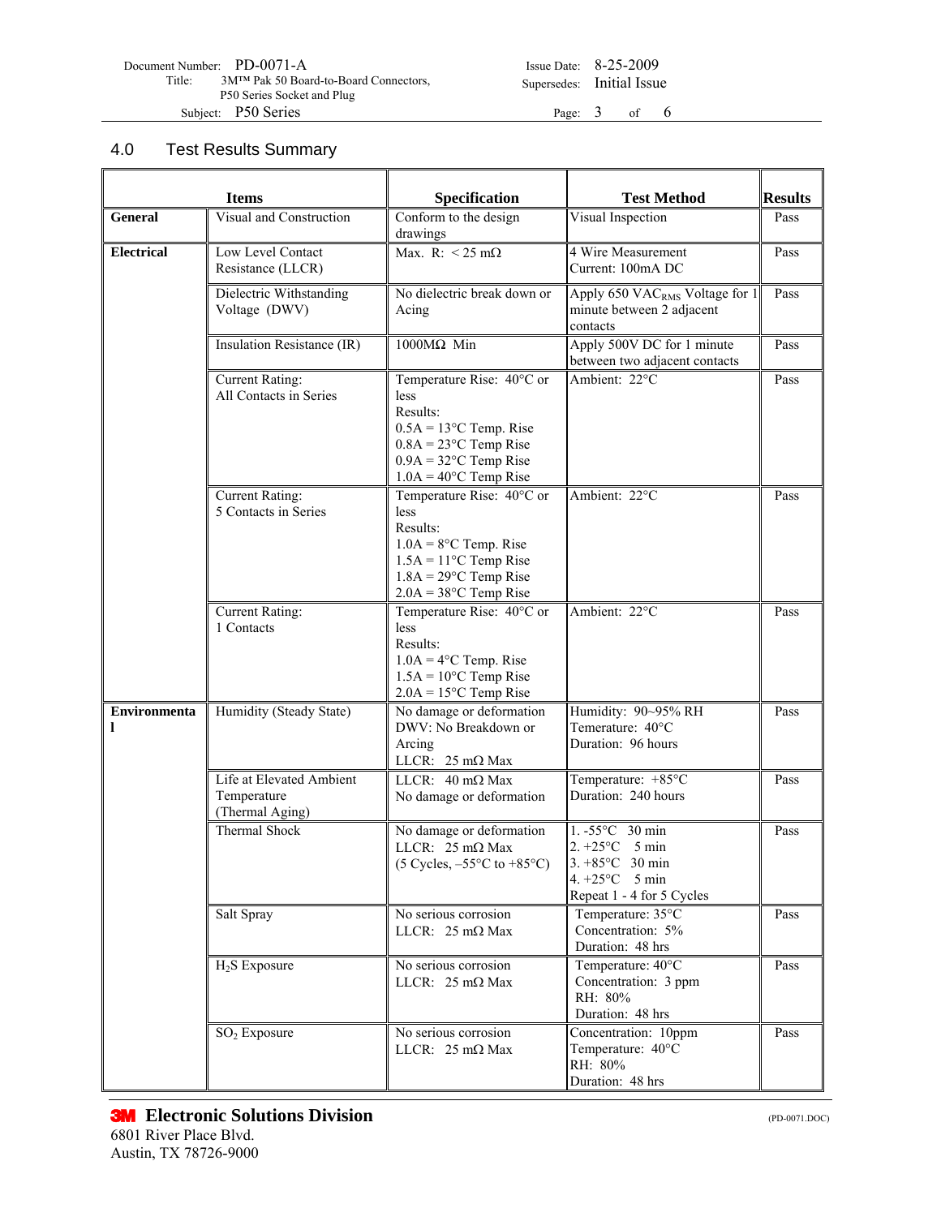## 4.0 Test Results Summary

| Items | | Specification | Test Method | Results |
|---|---|---|---|---|
| **General** | Visual and Construction | Conform to the design drawings | Visual Inspection | Pass |
| **Electrical** | Low Level Contact Resistance (LLCR) | Max. R: < 25 mΩ | 4 Wire Measurement Current: 100mA DC | Pass |
| | Dielectric Withstanding Voltage (DWV) | No dielectric break down or Acing | Apply 650 $VAC_{RMS}$ Voltage for 1 minute between 2 adjacent contacts | Pass |
| | Insulation Resistance (IR) | 1000MΩ Min | Apply 500V DC for 1 minute between two adjacent contacts | Pass |
| | Current Rating: All Contacts in Series | Temperature Rise: 40°C or less Results: 0.5A = 13°C Temp. Rise 0.8A = 23°C Temp Rise 0.9A = 32°C Temp Rise 1.0A = 40°C Temp Rise | Ambient: 22°C | Pass |
| | Current Rating: 5 Contacts in Series | Temperature Rise: 40°C or less Results: 1.0A = 8°C Temp. Rise 1.5A = 11°C Temp Rise 1.8A = 29°C Temp Rise 2.0A = 38°C Temp Rise | Ambient: 22°C | Pass |
| | Current Rating: 1 Contacts | Temperature Rise: 40°C or less Results: 1.0A = 4°C Temp. Rise 1.5A = 10°C Temp Rise 2.0A = 15°C Temp Rise | Ambient: 22°C | Pass |
| **Environmental** | Humidity (Steady State) | No damage or deformation DWV: No Breakdown or Arcing LLCR: 25 mΩ Max | Humidity: 90~95% RH Teterature: 40°C Duration: 96 hours | Pass |
| | Life at Elevated Ambient Temperature (Thermal Aging) | LLCR: 40 mΩ Max No damage or deformation | Temperature: +85°C Duration: 240 hours | Pass |
| | Thermal Shock | No damage or deformation LLCR: 25 mΩ Max (5 Cycles, –55°C to +85°C) | 1. -55°C 30 min 2. +25°C 5 min 3. +85°C 30 min 4. +25°C 5 min Repeat 1 - 4 for 5 Cycles | Pass |
| | Salt Spray | No serious corrosion LLCR: 25 mΩ Max | Temperature: 35°C Concentration: 5% Duration: 48 hrs | Pass |
| | $H_2S$ Exposure | No serious corrosion LLCR: 25 mΩ Max | Temperature: 40°C Concentration: 3 ppm RH: 80% Duration: 48 hrs | Pass |
| | $SO_2$ Exposure | No serious corrosion LLCR: 25 mΩ Max | Concentration: 10ppm Temperature: 40°C RH: 80% Duration: 48 hrs | Pass |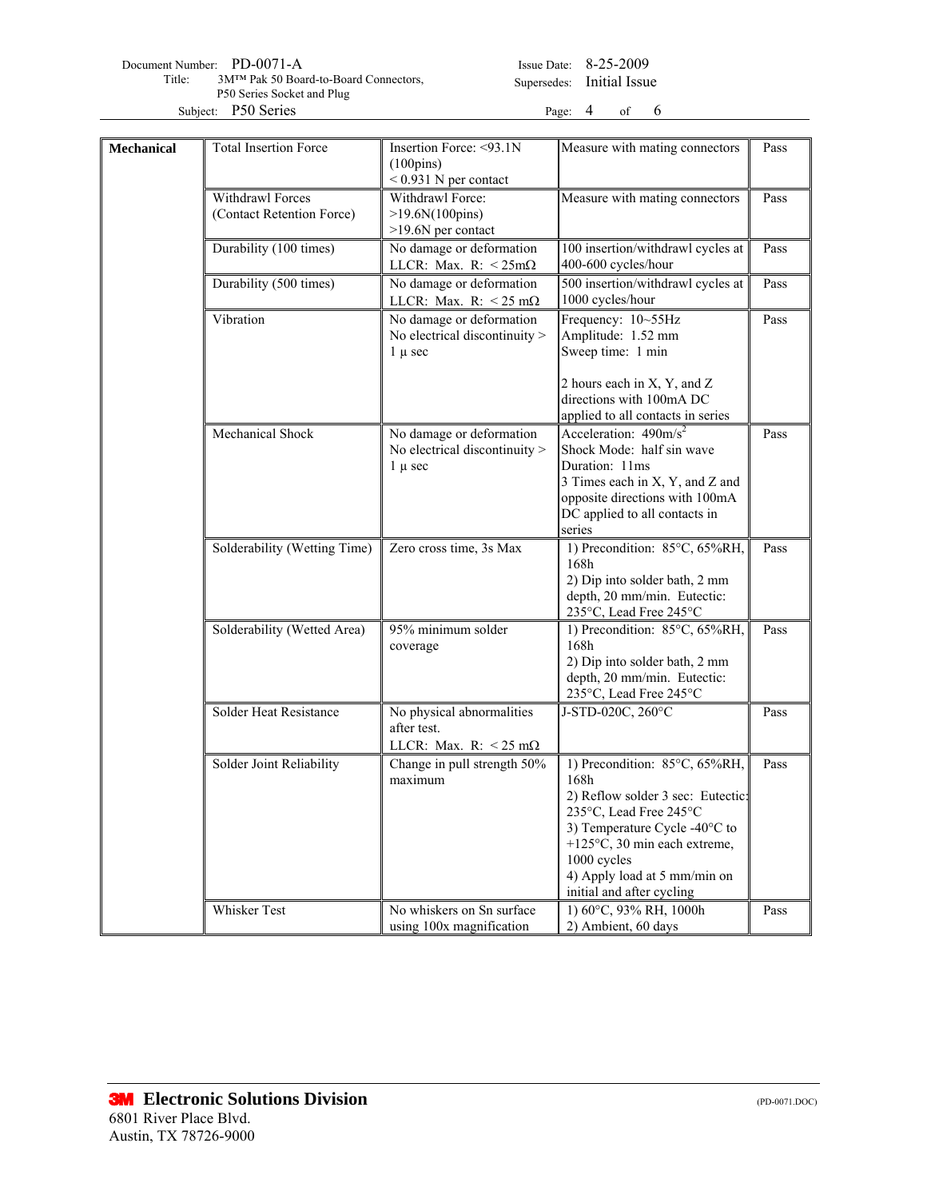| **Mechanical** | Total Insertion Force | Insertion Force: <93.1N (100pins)<br>< 0.931 N per contact | Measure with mating connectors | Pass |
|---|---|---|---|---|
| | Withdrawl Forces (Contact Retention Force) | Withdrawl Force: >19.6N(100pins)<br>>19.6N per contact | Measure with mating connectors | Pass |
| | Durability (100 times) | No damage or deformation<br>LLCR: Max. R: < 25mΩ | 100 insertion/withdrawl cycles at 400-600 cycles/hour | Pass |
| | Durability (500 times) | No damage or deformation<br>LLCR: Max. R: < 25 mΩ | 500 insertion/withdrawl cycles at 1000 cycles/hour | Pass |
| | Vibration | No damage or deformation<br>No electrical discontinuity > 1 μ sec | Frequency: 10~55Hz<br>Amplitude: 1.52 mm<br>Sweep time: 1 min<br><br>2 hours each in X, Y, and Z directions with 100mA DC applied to all contacts in series | Pass |
| | Mechanical Shock | No damage or deformation<br>No electrical discontinuity > 1 μ sec | Acceleration: $490 m/s^2$<br>Shock Mode: half sin wave<br>Duration: 11ms<br>3 Times each in X, Y, and Z and opposite directions with 100mA DC applied to all contacts in series | Pass |
| | Solderability (Wetting Time) | Zero cross time, 3s Max | 1) Precondition: 85°C, 65%RH, 168h<br>2) Dip into solder bath, 2 mm depth, 20 mm/min. Eutectic: 235°C, Lead Free 245°C | Pass |
| | Solderability (Wetted Area) | 95% minimum solder coverage | 1) Precondition: 85°C, 65%RH, 168h<br>2) Dip into solder bath, 2 mm depth, 20 mm/min. Eutectic: 235°C, Lead Free 245°C | Pass |
| | Solder Heat Resistance | No physical abnormalities after test.<br>LLCR: Max. R: < 25 mΩ | J-STD-020C, 260°C | Pass |
| | Solder Joint Reliability | Change in pull strength 50% maximum | 1) Precondition: 85°C, 65%RH, 168h<br>2) Reflow solder 3 sec: Eutectic: 235°C, Lead Free 245°C<br>3) Temperature Cycle -40°C to +125°C, 30 min each extreme, 1000 cycles<br>4) Apply load at 5 mm/min on initial and after cycling | Pass |
| | Whisker Test | No whiskers on Sn surface using 100x magnification | 1) 60°C, 93% RH, 1000h<br>2) Ambient, 60 days | Pass |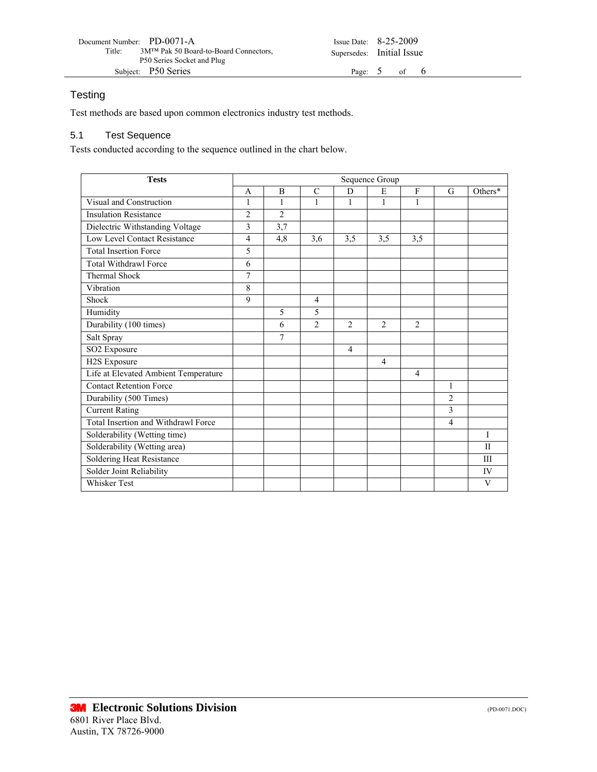## Testing

Test methods are based upon common electronics industry test methods.

### 5.1 Test Sequence

Tests conducted according to the sequence outlined in the chart below.

| Tests | Sequence Group | | | | | | | |
|---|---|---|---|---|---|---|---|---|
| | A | B | C | D | E | F | G | Others* |
| Visual and Construction | 1 | 1 | 1 | 1 | 1 | 1 | | |
| Insulation Resistance | 2 | 2 | | | | | | |
| Dielectric Withstanding Voltage | 3 | 3,7 | | | | | | |
| Low Level Contact Resistance | 4 | 4,8 | 3,6 | 3,5 | 3,5 | 3,5 | | |
| Total Insertion Force | 5 | | | | | | | |
| Total Withdrawl Force | 6 | | | | | | | |
| Thermal Shock | 7 | | | | | | | |
| Vibration | 8 | | | | | | | |
| Shock | 9 | | 4 | | | | | |
| Humidity | | 5 | 5 | | | | | |
| Durability (100 times) | | 6 | 2 | 2 | 2 | 2 | | |
| Salt Spray | | 7 | | | | | | |
| SO2 Exposure | | | | 4 | | | | |
| H2S Exposure | | | | | 4 | | | |
| Life at Elevated Ambient Temperature | | | | | | 4 | | |
| Contact Retention Force | | | | | | | 1 | |
| Durability (500 Times) | | | | | | | 2 | |
| Current Rating | | | | | | | 3 | |
| Total Insertion and Withdrawl Force | | | | | | | 4 | |
| Solderability (Wetting time) | | | | | | | | I |
| Solderability (Wetting area) | | | | | | | | II |
| Soldering Heat Resistance | | | | | | | | III |
| Solder Joint Reliability | | | | | | | | IV |
| Whisker Test | | | | | | | | V |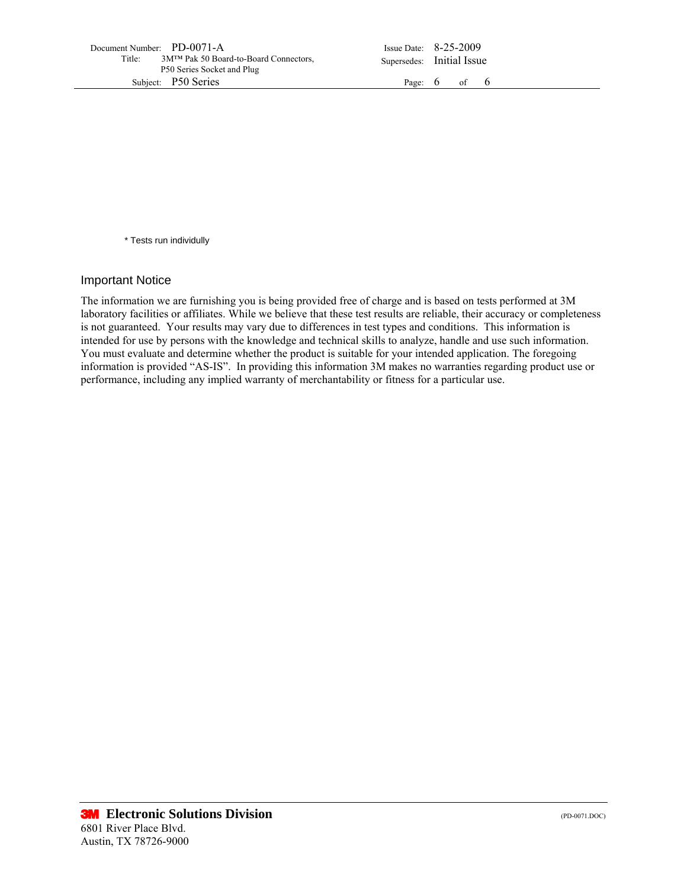* Tests run individully

## Important Notice

The information we are furnishing you is being provided free of charge and is based on tests performed at 3M laboratory facilities or affiliates. While we believe that these test results are reliable, their accuracy or completeness is not guaranteed. Your results may vary due to differences in test types and conditions. This information is intended for use by persons with the knowledge and technical skills to analyze, handle and use such information. You must evaluate and determine whether the product is suitable for your intended application. The foregoing information is provided “AS-IS”. In providing this information 3M makes no warranties regarding product use or performance, including any implied warranty of merchantability or fitness for a particular use.